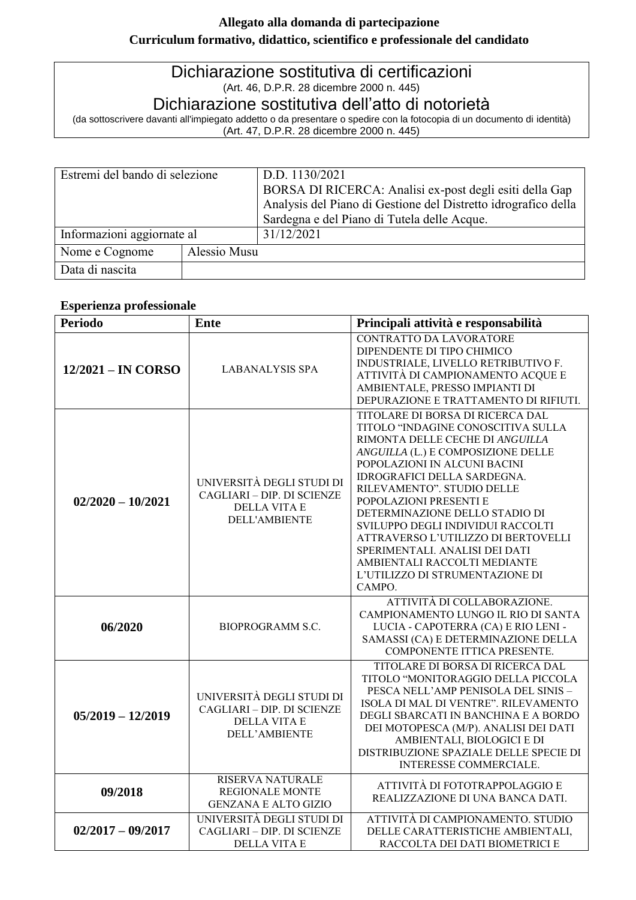**Allegato alla domanda di partecipazione**

**Curriculum formativo, didattico, scientifico e professionale del candidato**

| Dichiarazione sostitutiva di certificazioni<br>(Art. 46, D.P.R. 28 dicembre 2000 n. 445)<br>Dichiarazione sostitutiva dell'atto di notorietà<br>(da sottoscrivere davanti all'impiegato addetto o da presentare o spedire con la fotocopia di un documento di identità)<br>(Art. 47, D.P.R. 28 dicembre 2000 n. 445) |
|---|

| Estremi del bando di selezione | | D.D. 1130/2021<br>BORSA DI RICERCA: Analisi ex-post degli esiti della Gap Analysis del Piano di Gestione del Distretto idrografico della Sardegna e del Piano di Tutela delle Acque. |
|---|---|---|
| Informazioni aggiornate al | | 31/12/2021 |
| Nome e Cognome | Alessio Musu | |
| Data di nascita | | |

**Esperienza professionale**

| Periodo | Ente | Principali attività e responsabilità |
|---|---|---|
| **12/2021 – IN CORSO** | LABANALYSIS SPA | CONTRATTO DA LAVORATORE DIPENDENTE DI TIPO CHIMICO INDUSTRIALE, LIVELLO RETRIBUTIVO F. ATTIVITÀ DI CAMPIONAMENTO ACQUE E AMBIENTALE, PRESSO IMPIANTI DI DEPURAZIONE E TRATTAMENTO DI RIFIUTI. |
| **02/2020 – 10/2021** | UNIVERSITÀ DEGLI STUDI DI CAGLIARI – DIP. DI SCIENZE DELLA VITA E DELL'AMBIENTE | TITOLARE DI BORSA DI RICERCA DAL TITOLO "INDAGINE CONOSCITIVA SULLA RIMONTA DELLE CECHE DI *ANGUILLA ANGUILLA* (L.) E COMPOSIZIONE DELLE POPOLAZIONI IN ALCUNI BACINI IDROGRAFICI DELLA SARDEGNA. RILEVAMENTO". STUDIO DELLE POPOLAZIONI PRESENTI E DETERMINAZIONE DELLO STADIO DI SVILUPPO DEGLI INDIVIDUI RACCOLTI ATTRAVERSO L'UTILIZZO DI BERTOVELLI SPERIMENTALI. ANALISI DEI DATI AMBIENTALI RACCOLTI MEDIANTE L'UTILIZZO DI STRUMENTAZIONE DI CAMPO. |
| **06/2020** | BIOPROGRAMM S.C. | ATTIVITÀ DI COLLABORAZIONE. CAMPIONAMENTO LUNGO IL RIO DI SANTA LUCIA - CAPOTERRA (CA) E RIO LENI - SAMASSI (CA) E DETERMINAZIONE DELLA COMPONENTE ITTICA PRESENTE. |
| **05/2019 – 12/2019** | UNIVERSITÀ DEGLI STUDI DI CAGLIARI – DIP. DI SCIENZE DELLA VITA E DELL'AMBIENTE | TITOLARE DI BORSA DI RICERCA DAL TITOLO "MONITORAGGIO DELLA PICCOLA PESCA NELL'AMP PENISOLA DEL SINIS – ISOLA DI MAL DI VENTRE". RILEVAMENTO DEGLI SBARCATI IN BANCHINA E A BORDO DEI MOTOPESCA (M/P). ANALISI DEI DATI AMBIENTALI, BIOLOGICI E DI DISTRIBUZIONE SPAZIALE DELLE SPECIE DI INTERESSE COMMERCIALE. |
| **09/2018** | RISERVA NATURALE REGIONALE MONTE GENZANA E ALTO GIZIO | ATTIVITÀ DI FOTOTRAPPOLAGGIO E REALIZZAZIONE DI UNA BANCA DATI. |
| **02/2017 – 09/2017** | UNIVERSITÀ DEGLI STUDI DI CAGLIARI – DIP. DI SCIENZE DELLA VITA E | ATTIVITÀ DI CAMPIONAMENTO. STUDIO DELLE CARATTERISTICHE AMBIENTALI, RACCOLTA DEI DATI BIOMETRICI E |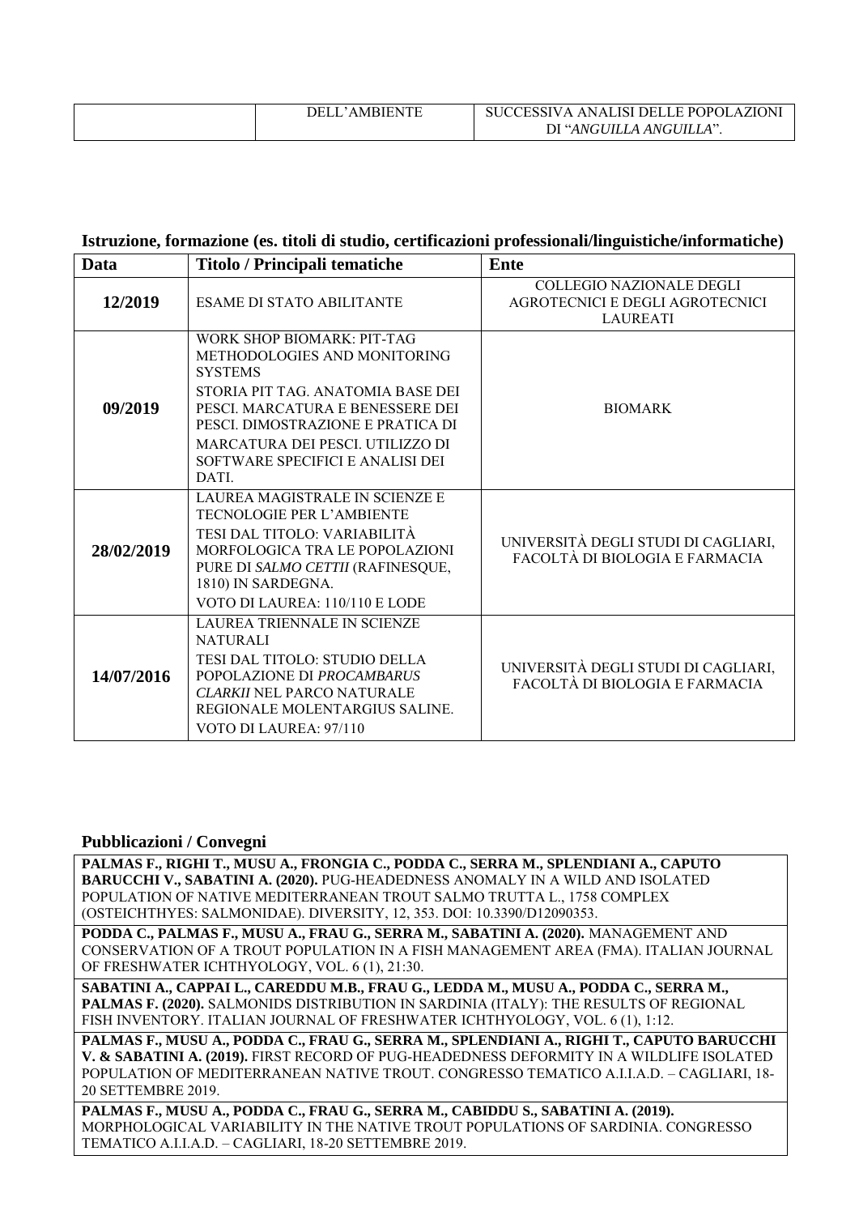|  | DELL'AMBIENTE | SUCCESSIVA ANALISI DELLE POPOLAZIONI DI "*ANGUILLA ANGUILLA*". |
|---|---|---|

**Istruzione, formazione (es. titoli di studio, certificazioni professionali/linguistiche/informatiche)**

| Data | Titolo / Principali tematiche | Ente |
|---|---|---|
| **12/2019** | ESAME DI STATO ABILITANTE | COLLEGIO NAZIONALE DEGLI AGROTECNICI E DEGLI AGROTECNICI LAUREATI |
| **09/2019** | WORK SHOP BIOMARK: PIT-TAG METHODOLOGIES AND MONITORING SYSTEMS<br>STORIA PIT TAG. ANATOMIA BASE DEI PESCI. MARCATURA E BENESSERE DEI PESCI. DIMOSTRAZIONE E PRATICA DI MARCATURA DEI PESCI. UTILIZZO DI SOFTWARE SPECIFICI E ANALISI DEI DATI. | BIOMARK |
| **28/02/2019** | LAUREA MAGISTRALE IN SCIENZE E TECNOLOGIE PER L'AMBIENTE<br>TESI DAL TITOLO: VARIABILITÀ MORFOLOGICA TRA LE POPOLAZIONI PURE DI *SALMO CETTII* (RAFINESQUE, 1810) IN SARDEGNA.<br>VOTO DI LAUREA: 110/110 E LODE | UNIVERSITÀ DEGLI STUDI DI CAGLIARI, FACOLTÀ DI BIOLOGIA E FARMACIA |
| **14/07/2016** | LAUREA TRIENNALE IN SCIENZE NATURALI<br>TESI DAL TITOLO: STUDIO DELLA POPOLAZIONE DI *PROCAMBARUS CLARKII* NEL PARCO NATURALE REGIONALE MOLENTARGIUS SALINE.<br>VOTO DI LAUREA: 97/110 | UNIVERSITÀ DEGLI STUDI DI CAGLIARI, FACOLTÀ DI BIOLOGIA E FARMACIA |

**Pubblicazioni / Convegni**

| |
|---|
| **PALMAS F., RIGHI T., MUSU A., FRONGIA C., PODDA C., SERRA M., SPLENDIANI A., CAPUTO BARUCCHI V., SABATINI A. (2020).** PUG-HEADEDNESS ANOMALY IN A WILD AND ISOLATED POPULATION OF NATIVE MEDITERRANEAN TROUT SALMO TRUTTA L., 1758 COMPLEX (OSTEICHTHYES: SALMONIDAE). DIVERSITY, 12, 353. DOI: 10.3390/D12090353. |
| **PODDA C., PALMAS F., MUSU A., FRAU G., SERRA M., SABATINI A. (2020).** MANAGEMENT AND CONSERVATION OF A TROUT POPULATION IN A FISH MANAGEMENT AREA (FMA). ITALIAN JOURNAL OF FRESHWATER ICHTHYOLOGY, VOL. 6 (1), 21:30. |
| **SABATINI A., CAPPAI L., CAREDDU M.B., FRAU G., LEDDA M., MUSU A., PODDA C., SERRA M., PALMAS F. (2020).** SALMONIDS DISTRIBUTION IN SARDINIA (ITALY): THE RESULTS OF REGIONAL FISH INVENTORY. ITALIAN JOURNAL OF FRESHWATER ICHTHYOLOGY, VOL. 6 (1), 1:12. |
| **PALMAS F., MUSU A., PODDA C., FRAU G., SERRA M., SPLENDIANI A., RIGHI T., CAPUTO BARUCCHI V. & SABATINI A. (2019).** FIRST RECORD OF PUG-HEADEDNESS DEFORMITY IN A WILDLIFE ISOLATED POPULATION OF MEDITERRANEAN NATIVE TROUT. CONGRESSO TEMATICO A.I.I.A.D. – CAGLIARI, 18-20 SETTEMBRE 2019. |
| **PALMAS F., MUSU A., PODDA C., FRAU G., SERRA M., CABIDDU S., SABATINI A. (2019).** MORPHOLOGICAL VARIABILITY IN THE NATIVE TROUT POPULATIONS OF SARDINIA. CONGRESSO TEMATICO A.I.I.A.D. – CAGLIARI, 18-20 SETTEMBRE 2019. |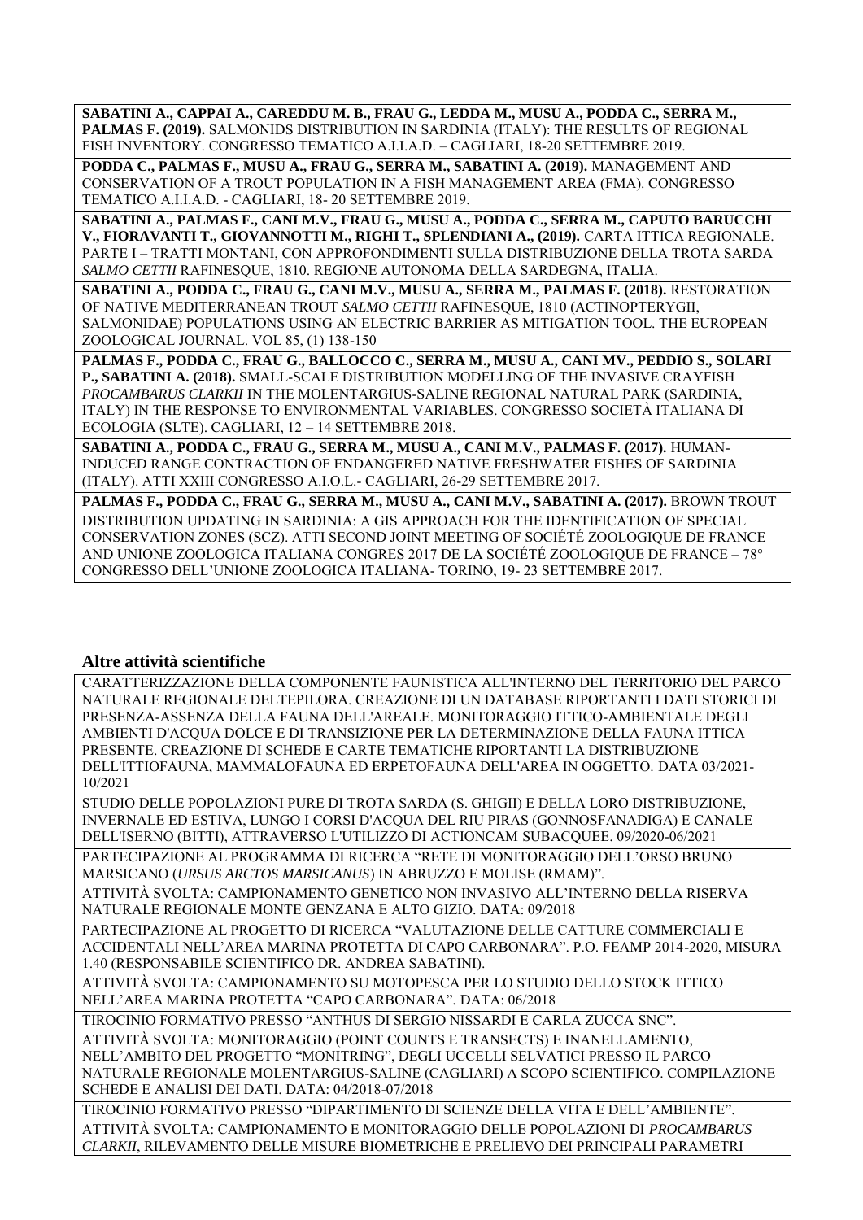**SABATINI A., CAPPAI A., CAREDDU M. B., FRAU G., LEDDA M., MUSU A., PODDA C., SERRA M., PALMAS F. (2019).** SALMONIDS DISTRIBUTION IN SARDINIA (ITALY): THE RESULTS OF REGIONAL FISH INVENTORY. CONGRESSO TEMATICO A.I.I.A.D. – CAGLIARI, 18-20 SETTEMBRE 2019.

**PODDA C., PALMAS F., MUSU A., FRAU G., SERRA M., SABATINI A. (2019).** MANAGEMENT AND CONSERVATION OF A TROUT POPULATION IN A FISH MANAGEMENT AREA (FMA). CONGRESSO TEMATICO A.I.I.A.D. - CAGLIARI, 18- 20 SETTEMBRE 2019.

**SABATINI A., PALMAS F., CANI M.V., FRAU G., MUSU A., PODDA C., SERRA M., CAPUTO BARUCCHI V., FIORAVANTI T., GIOVANNOTTI M., RIGHI T., SPLENDIANI A., (2019).** CARTA ITTICA REGIONALE. PARTE I – TRATTI MONTANI, CON APPROFONDIMENTI SULLA DISTRIBUZIONE DELLA TROTA SARDA *SALMO CETTII* RAFINESQUE, 1810. REGIONE AUTONOMA DELLA SARDEGNA, ITALIA.

**SABATINI A., PODDA C., FRAU G., CANI M.V., MUSU A., SERRA M., PALMAS F. (2018).** RESTORATION OF NATIVE MEDITERRANEAN TROUT *SALMO CETTII* RAFINESQUE, 1810 (ACTINOPTERYGII, SALMONIDAE) POPULATIONS USING AN ELECTRIC BARRIER AS MITIGATION TOOL. THE EUROPEAN ZOOLOGICAL JOURNAL. VOL 85, (1) 138-150

**PALMAS F., PODDA C., FRAU G., BALLOCCO C., SERRA M., MUSU A., CANI MV., PEDDIO S., SOLARI P., SABATINI A. (2018).** SMALL-SCALE DISTRIBUTION MODELLING OF THE INVASIVE CRAYFISH *PROCAMBARUS CLARKII* IN THE MOLENTARGIUS-SALINE REGIONAL NATURAL PARK (SARDINIA, ITALY) IN THE RESPONSE TO ENVIRONMENTAL VARIABLES. CONGRESSO SOCIETÀ ITALIANA DI ECOLOGIA (SLTE). CAGLIARI, 12 – 14 SETTEMBRE 2018.

**SABATINI A., PODDA C., FRAU G., SERRA M., MUSU A., CANI M.V., PALMAS F. (2017).** HUMAN-INDUCED RANGE CONTRACTION OF ENDANGERED NATIVE FRESHWATER FISHES OF SARDINIA (ITALY). ATTI XXIII CONGRESSO A.I.O.L.- CAGLIARI, 26-29 SETTEMBRE 2017.

**PALMAS F., PODDA C., FRAU G., SERRA M., MUSU A., CANI M.V., SABATINI A. (2017).** BROWN TROUT DISTRIBUTION UPDATING IN SARDINIA: A GIS APPROACH FOR THE IDENTIFICATION OF SPECIAL CONSERVATION ZONES (SCZ). ATTI SECOND JOINT MEETING OF SOCIÉTÉ ZOOLOGIQUE DE FRANCE AND UNIONE ZOOLOGICA ITALIANA CONGRES 2017 DE LA SOCIÉTÉ ZOOLOGIQUE DE FRANCE – 78° CONGRESSO DELL'UNIONE ZOOLOGICA ITALIANA- TORINO, 19- 23 SETTEMBRE 2017.

## Altre attività scientifiche

CARATTERIZZAZIONE DELLA COMPONENTE FAUNISTICA ALL'INTERNO DEL TERRITORIO DEL PARCO NATURALE REGIONALE DELTEPILORA. CREAZIONE DI UN DATABASE RIPORTANTI I DATI STORICI DI PRESENZA-ASSENZA DELLA FAUNA DELL'AREALE. MONITORAGGIO ITTICO-AMBIENTALE DEGLI AMBIENTI D'ACQUA DOLCE E DI TRANSIZIONE PER LA DETERMINAZIONE DELLA FAUNA ITTICA PRESENTE. CREAZIONE DI SCHEDE E CARTE TEMATICHE RIPORTANTI LA DISTRIBUZIONE DELL'ITTIOFAUNA, MAMMALOFAUNA ED ERPETOFAUNA DELL'AREA IN OGGETTO. DATA 03/2021-10/2021

STUDIO DELLE POPOLAZIONI PURE DI TROTA SARDA (S. GHIGII) E DELLA LORO DISTRIBUZIONE, INVERNALE ED ESTIVA, LUNGO I CORSI D'ACQUA DEL RIU PIRAS (GONNOSFANADIGA) E CANALE DELL'ISERNO (BITTI), ATTRAVERSO L'UTILIZZO DI ACTIONCAM SUBACQUEE. 09/2020-06/2021

PARTECIPAZIONE AL PROGRAMMA DI RICERCA "RETE DI MONITORAGGIO DELL'ORSO BRUNO MARSICANO (*URSUS ARCTOS MARSICANUS*) IN ABRUZZO E MOLISE (RMAM)".
ATTIVITÀ SVOLTA: CAMPIONAMENTO GENETICO NON INVASIVO ALL'INTERNO DELLA RISERVA NATURALE REGIONALE MONTE GENZANA E ALTO GIZIO. DATA: 09/2018

PARTECIPAZIONE AL PROGETTO DI RICERCA "VALUTAZIONE DELLE CATTURE COMMERCIALI E ACCIDENTALI NELL'AREA MARINA PROTETTA DI CAPO CARBONARA". P.O. FEAMP 2014-2020, MISURA 1.40 (RESPONSABILE SCIENTIFICO DR. ANDREA SABATINI).
ATTIVITÀ SVOLTA: CAMPIONAMENTO SU MOTOPESCA PER LO STUDIO DELLO STOCK ITTICO NELL'AREA MARINA PROTETTA "CAPO CARBONARA". DATA: 06/2018

TIROCINIO FORMATIVO PRESSO "ANTHUS DI SERGIO NISSARDI E CARLA ZUCCA SNC".
ATTIVITÀ SVOLTA: MONITORAGGIO (POINT COUNTS E TRANSECTS) E INANELLAMENTO, NELL'AMBITO DEL PROGETTO "MONITRING", DEGLI UCCELLI SELVATICI PRESSO IL PARCO NATURALE REGIONALE MOLENTARGIUS-SALINE (CAGLIARI) A SCOPO SCIENTIFICO. COMPILAZIONE SCHEDE E ANALISI DEI DATI. DATA: 04/2018-07/2018

TIROCINIO FORMATIVO PRESSO "DIPARTIMENTO DI SCIENZE DELLA VITA E DELL'AMBIENTE".
ATTIVITÀ SVOLTA: CAMPIONAMENTO E MONITORAGGIO DELLE POPOLAZIONI DI *PROCAMBARUS CLARKII*, RILEVAMENTO DELLE MISURE BIOMETRICHE E PRELIEVO DEI PRINCIPALI PARAMETRI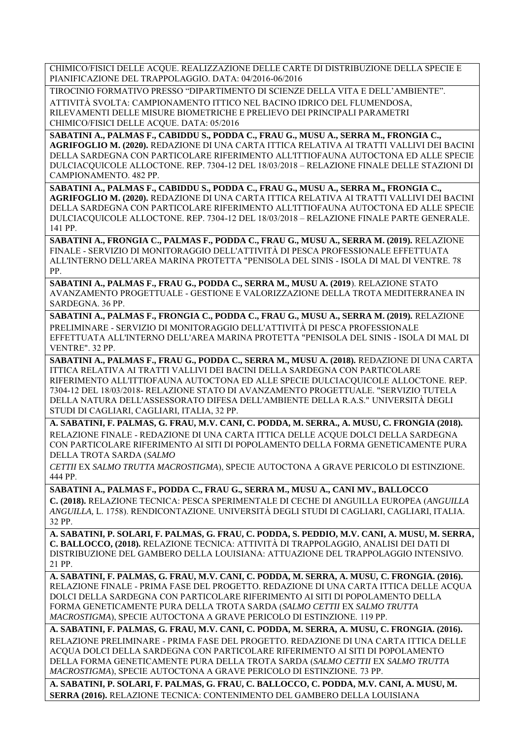| |
|---|
| CHIMICO/FISICI DELLE ACQUE. REALIZZAZIONE DELLE CARTE DI DISTRIBUZIONE DELLA SPECIE E PIANIFICAZIONE DEL TRAPPOLAGGIO. DATA: 04/2016-06/2016 |
| TIROCINIO FORMATIVO PRESSO "DIPARTIMENTO DI SCIENZE DELLA VITA E DELL'AMBIENTE". ATTIVITÀ SVOLTA: CAMPIONAMENTO ITTICO NEL BACINO IDRICO DEL FLUMENDOSA, RILEVAMENTI DELLE MISURE BIOMETRICHE E PRELIEVO DEI PRINCIPALI PARAMETRI CHIMICO/FISICI DELLE ACQUE. DATA: 05/2016 |
| **SABATINI A., PALMAS F., CABIDDU S., PODDA C., FRAU G., MUSU A., SERRA M., FRONGIA C., AGRIFOGLIO M. (2020).** REDAZIONE DI UNA CARTA ITTICA RELATIVA AI TRATTI VALLIVI DEI BACINI DELLA SARDEGNA CON PARTICOLARE RIFERIMENTO ALL'ITTIOFAUNA AUTOCTONA ED ALLE SPECIE DULCIACQUICOLE ALLOCTONE. REP. 7304-12 DEL 18/03/2018 – RELAZIONE FINALE DELLE STAZIONI DI CAMPIONAMENTO. 482 PP. |
| **SABATINI A., PALMAS F., CABIDDU S., PODDA C., FRAU G., MUSU A., SERRA M., FRONGIA C., AGRIFOGLIO M. (2020).** REDAZIONE DI UNA CARTA ITTICA RELATIVA AI TRATTI VALLIVI DEI BACINI DELLA SARDEGNA CON PARTICOLARE RIFERIMENTO ALL'ITTIOFAUNA AUTOCTONA ED ALLE SPECIE DULCIACQUICOLE ALLOCTONE. REP. 7304-12 DEL 18/03/2018 – RELAZIONE FINALE PARTE GENERALE. 141 PP. |
| **SABATINI A., FRONGIA C., PALMAS F., PODDA C., FRAU G., MUSU A., SERRA M. (2019).** RELAZIONE FINALE - SERVIZIO DI MONITORAGGIO DELL'ATTIVITÀ DI PESCA PROFESSIONALE EFFETTUATA ALL'INTERNO DELL'AREA MARINA PROTETTA "PENISOLA DEL SINIS - ISOLA DI MAL DI VENTRE. 78 PP. |
| **SABATINI A., PALMAS F., FRAU G., PODDA C., SERRA M., MUSU A. (2019**). RELAZIONE STATO AVANZAMENTO PROGETTUALE - GESTIONE E VALORIZZAZIONE DELLA TROTA MEDITERRANEA IN SARDEGNA. 36 PP. |
| **SABATINI A., PALMAS F., FRONGIA C., PODDA C., FRAU G., MUSU A., SERRA M. (2019).** RELAZIONE PRELIMINARE - SERVIZIO DI MONITORAGGIO DELL'ATTIVITÀ DI PESCA PROFESSIONALE EFFETTUATA ALL'INTERNO DELL'AREA MARINA PROTETTA "PENISOLA DEL SINIS - ISOLA DI MAL DI VENTRE". 32 PP. |
| **SABATINI A., PALMAS F., FRAU G., PODDA C., SERRA M., MUSU A. (2018).** REDAZIONE DI UNA CARTA ITTICA RELATIVA AI TRATTI VALLIVI DEI BACINI DELLA SARDEGNA CON PARTICOLARE RIFERIMENTO ALL'ITTIOFAUNA AUTOCTONA ED ALLE SPECIE DULCIACQUICOLE ALLOCTONE. REP. 7304-12 DEL 18/03/2018- RELAZIONE STATO DI AVANZAMENTO PROGETTUALE. "SERVIZIO TUTELA DELLA NATURA DELL'ASSESSORATO DIFESA DELL'AMBIENTE DELLA R.A.S." UNIVERSITÀ DEGLI STUDI DI CAGLIARI, CAGLIARI, ITALIA, 32 PP. |
| **A. SABATINI, F. PALMAS, G. FRAU, M.V. CANI, C. PODDA, M. SERRA., A. MUSU, C. FRONGIA (2018).** RELAZIONE FINALE - REDAZIONE DI UNA CARTA ITTICA DELLE ACQUE DOLCI DELLA SARDEGNA CON PARTICOLARE RIFERIMENTO AI SITI DI POPOLAMENTO DELLA FORMA GENETICAMENTE PURA DELLA TROTA SARDA (*SALMO CETTII* EX *SALMO TRUTTA MACROSTIGMA*), SPECIE AUTOCTONA A GRAVE PERICOLO DI ESTINZIONE. 444 PP. |
| **SABATINI A., PALMAS F., PODDA C., FRAU G., SERRA M., MUSU A., CANI MV., BALLOCCO C. (2018).** RELAZIONE TECNICA: PESCA SPERIMENTALE DI CECHE DI ANGUILLA EUROPEA (*ANGUILLA ANGUILLA,* L. 1758). RENDICONTAZIONE. UNIVERSITÀ DEGLI STUDI DI CAGLIARI, CAGLIARI, ITALIA. 32 PP. |
| **A. SABATINI, P. SOLARI, F. PALMAS, G. FRAU, C. PODDA, S. PEDDIO, M.V. CANI, A. MUSU, M. SERRA, C. BALLOCCO, (2018).** RELAZIONE TECNICA: ATTIVITÀ DI TRAPPOLAGGIO, ANALISI DEI DATI DI DISTRIBUZIONE DEL GAMBERO DELLA LOUISIANA: ATTUAZIONE DEL TRAPPOLAGGIO INTENSIVO. 21 PP. |
| **A. SABATINI, F. PALMAS, G. FRAU, M.V. CANI, C. PODDA, M. SERRA, A. MUSU, C. FRONGIA. (2016).** RELAZIONE FINALE - PRIMA FASE DEL PROGETTO. REDAZIONE DI UNA CARTA ITTICA DELLE ACQUA DOLCI DELLA SARDEGNA CON PARTICOLARE RIFERIMENTO AI SITI DI POPOLAMENTO DELLA FORMA GENETICAMENTE PURA DELLA TROTA SARDA (*SALMO CETTII* EX *SALMO TRUTTA MACROSTIGMA*), SPECIE AUTOCTONA A GRAVE PERICOLO DI ESTINZIONE. 119 PP. |
| **A. SABATINI, F. PALMAS, G. FRAU, M.V. CANI, C. PODDA, M. SERRA, A. MUSU, C. FRONGIA. (2016).** RELAZIONE PRELIMINARE - PRIMA FASE DEL PROGETTO. REDAZIONE DI UNA CARTA ITTICA DELLE ACQUA DOLCI DELLA SARDEGNA CON PARTICOLARE RIFERIMENTO AI SITI DI POPOLAMENTO DELLA FORMA GENETICAMENTE PURA DELLA TROTA SARDA (*SALMO CETTII* EX *SALMO TRUTTA MACROSTIGMA*), SPECIE AUTOCTONA A GRAVE PERICOLO DI ESTINZIONE. 73 PP. |
| **A. SABATINI, P. SOLARI, F. PALMAS, G. FRAU, C. BALLOCCO, C. PODDA, M.V. CANI, A. MUSU, M. SERRA (2016).** RELAZIONE TECNICA: CONTENIMENTO DEL GAMBERO DELLA LOUISIANA |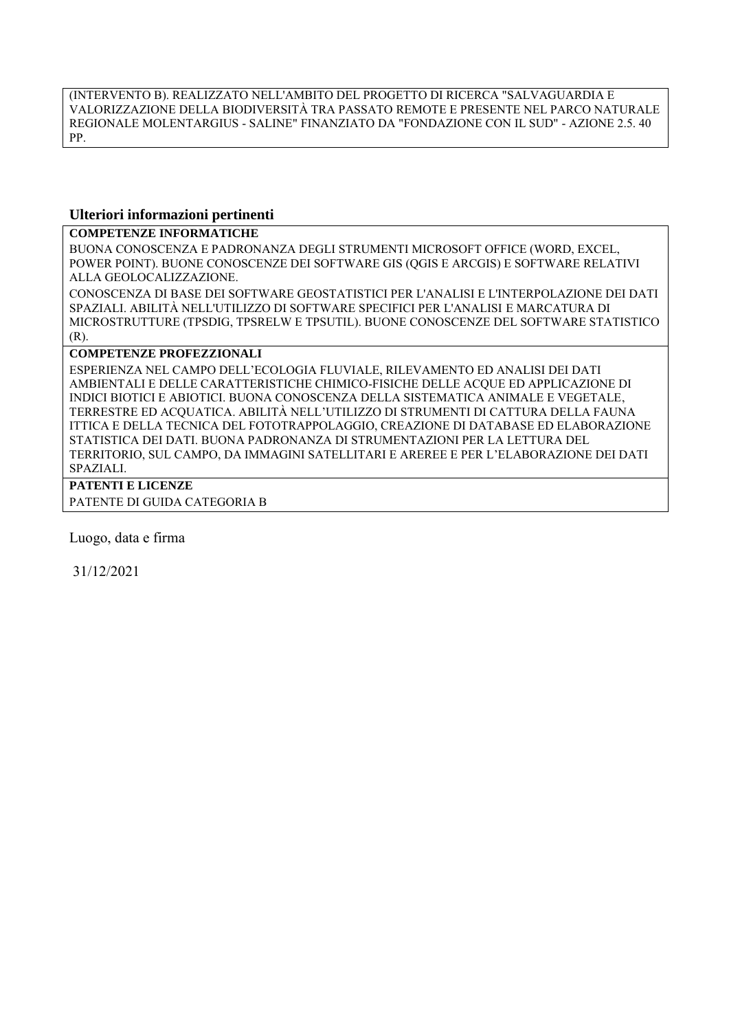(INTERVENTO B). REALIZZATO NELL'AMBITO DEL PROGETTO DI RICERCA "SALVAGUARDIA E VALORIZZAZIONE DELLA BIODIVERSITÀ TRA PASSATO REMOTE E PRESENTE NEL PARCO NATURALE REGIONALE MOLENTARGIUS - SALINE" FINANZIATO DA "FONDAZIONE CON IL SUD" - AZIONE 2.5. 40 PP.

## Ulteriori informazioni pertinenti

**COMPETENZE INFORMATICHE**

BUONA CONOSCENZA E PADRONANZA DEGLI STRUMENTI MICROSOFT OFFICE (WORD, EXCEL, POWER POINT). BUONE CONOSCENZE DEI SOFTWARE GIS (QGIS E ARCGIS) E SOFTWARE RELATIVI ALLA GEOLOCALIZZAZIONE.

CONOSCENZA DI BASE DEI SOFTWARE GEOSTATISTICI PER L'ANALISI E L'INTERPOLAZIONE DEI DATI SPAZIALI. ABILITÀ NELL'UTILIZZO DI SOFTWARE SPECIFICI PER L'ANALISI E MARCATURA DI MICROSTRUTTURE (TPSDIG, TPSRELW E TPSUTIL). BUONE CONOSCENZE DEL SOFTWARE STATISTICO (R).

**COMPETENZE PROFEZZIONALI**

ESPERIENZA NEL CAMPO DELL'ECOLOGIA FLUVIALE, RILEVAMENTO ED ANALISI DEI DATI AMBIENTALI E DELLE CARATTERISTICHE CHIMICO-FISICHE DELLE ACQUE ED APPLICAZIONE DI INDICI BIOTICI E ABIOTICI. BUONA CONOSCENZA DELLA SISTEMATICA ANIMALE E VEGETALE, TERRESTRE ED ACQUATICA. ABILITÀ NELL'UTILIZZO DI STRUMENTI DI CATTURA DELLA FAUNA ITTICA E DELLA TECNICA DEL FOTOTRAPPOLAGGIO, CREAZIONE DI DATABASE ED ELABORAZIONE STATISTICA DEI DATI. BUONA PADRONANZA DI STRUMENTAZIONI PER LA LETTURA DEL TERRITORIO, SUL CAMPO, DA IMMAGINI SATELLITARI E AREREE E PER L'ELABORAZIONE DEI DATI SPAZIALI.

**PATENTI E LICENZE**

PATENTE DI GUIDA CATEGORIA B

Luogo, data e firma

31/12/2021